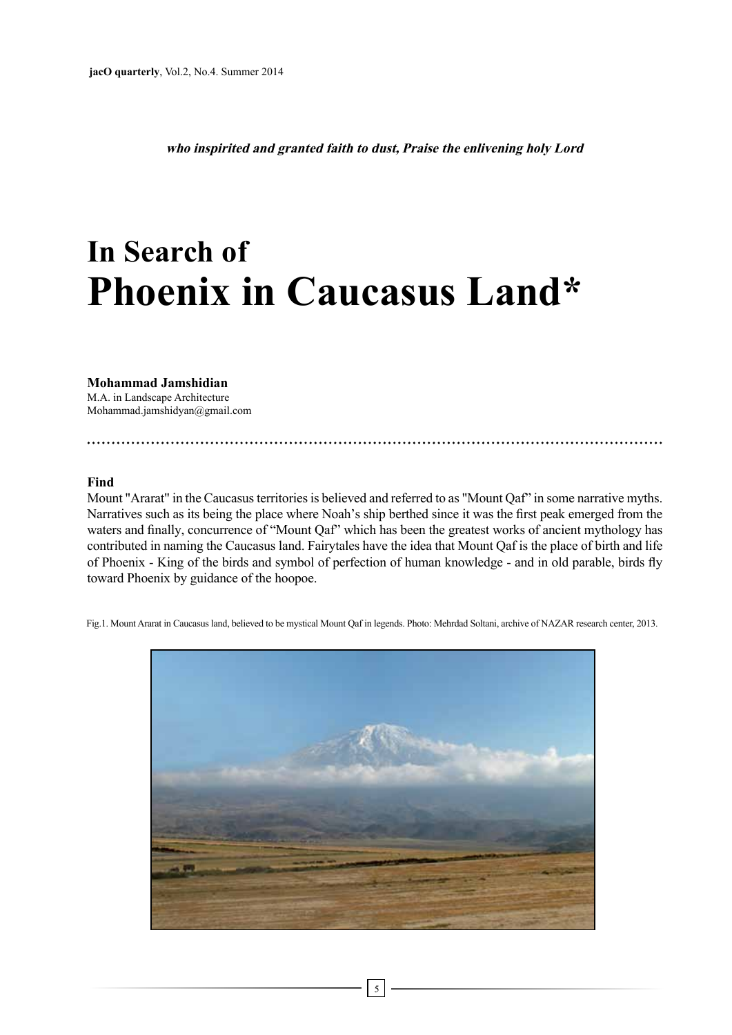***who inspirited and granted faith to dust, Praise the enlivening holy Lord***

# In Search of Phoenix in Caucasus Land*

**Mohammad Jamshidian**
M.A. in Landscape Architecture
Mohammad.jamshidyan@gmail.com

## Find

Mount "Ararat" in the Caucasus territories is believed and referred to as "Mount Qaf" in some narrative myths. Narratives such as its being the place where Noah's ship berthed since it was the first peak emerged from the waters and finally, concurrence of "Mount Qaf" which has been the greatest works of ancient mythology has contributed in naming the Caucasus land. Fairytales have the idea that Mount Qaf is the place of birth and life of Phoenix - King of the birds and symbol of perfection of human knowledge - and in old parable, birds fly toward Phoenix by guidance of the hoopoe.

Fig.1. Mount Ararat in Caucasus land, believed to be mystical Mount Qaf in legends. Photo: Mehrdad Soltani, archive of NAZAR research center, 2013.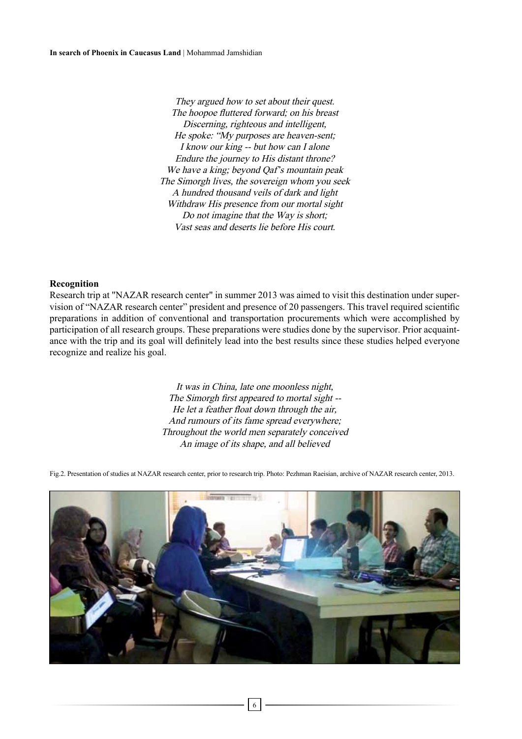*They argued how to set about their quest.*
*The hoopoe fluttered forward; on his breast*
*Discerning, righteous and intelligent,*
*He spoke: "My purposes are heaven-sent;*
*I know our king -- but how can I alone*
*Endure the journey to His distant throne?*
*We have a king; beyond Qaf's mountain peak*
*The Simorgh lives, the sovereign whom you seek*
*A hundred thousand veils of dark and light*
*Withdraw His presence from our mortal sight*
*Do not imagine that the Way is short;*
*Vast seas and deserts lie before His court.*

**Recognition**

Research trip at "NAZAR research center" in summer 2013 was aimed to visit this destination under supervision of "NAZAR research center" president and presence of 20 passengers. This travel required scientific preparations in addition of conventional and transportation procurements which were accomplished by participation of all research groups. These preparations were studies done by the supervisor. Prior acquaintance with the trip and its goal will definitely lead into the best results since these studies helped everyone recognize and realize his goal.

*It was in China, late one moonless night,*
*The Simorgh first appeared to mortal sight --*
*He let a feather float down through the air,*
*And rumours of its fame spread everywhere;*
*Throughout the world men separately conceived*
*An image of its shape, and all believed*

Fig.2. Presentation of studies at NAZAR research center, prior to research trip. Photo: Pezhman Raeisian, archive of NAZAR research center, 2013.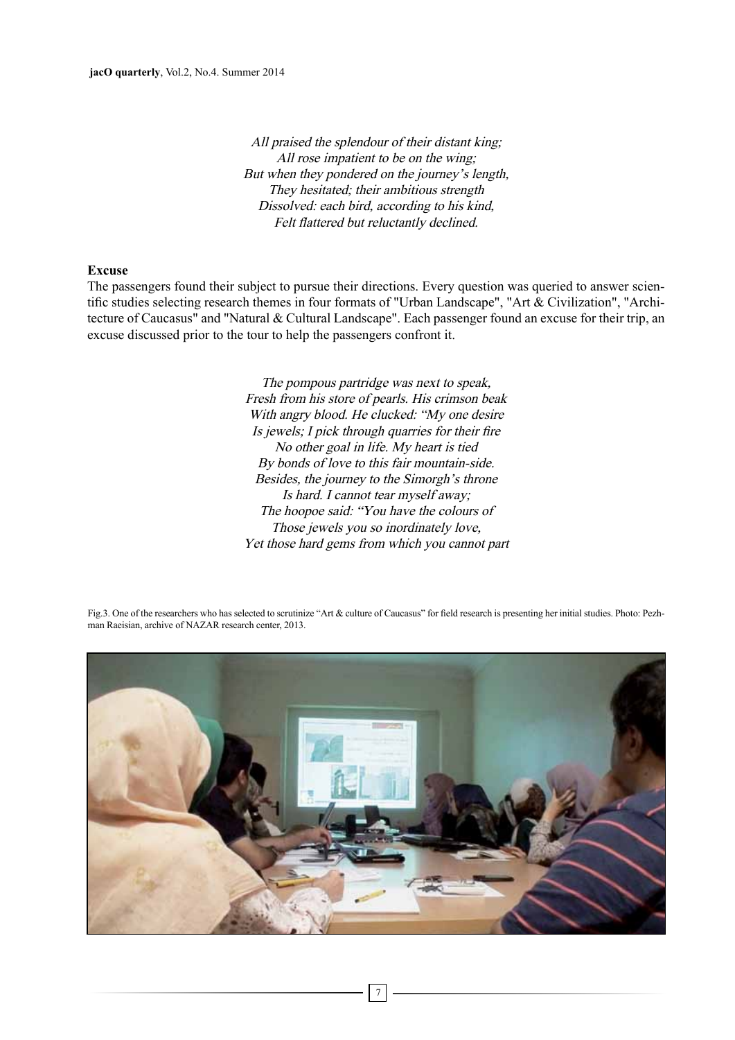*All praised the splendour of their distant king;*
*All rose impatient to be on the wing;*
*But when they pondered on the journey's length,*
*They hesitated; their ambitious strength*
*Dissolved: each bird, according to his kind,*
*Felt flattered but reluctantly declined.*

**Excuse**

The passengers found their subject to pursue their directions. Every question was queried to answer scientific studies selecting research themes in four formats of "Urban Landscape", "Art & Civilization", "Architecture of Caucasus" and "Natural & Cultural Landscape". Each passenger found an excuse for their trip, an excuse discussed prior to the tour to help the passengers confront it.

*The pompous partridge was next to speak,*
*Fresh from his store of pearls. His crimson beak*
*With angry blood. He clucked: "My one desire*
*Is jewels; I pick through quarries for their fire*
*No other goal in life. My heart is tied*
*By bonds of love to this fair mountain-side.*
*Besides, the journey to the Simorgh's throne*
*Is hard. I cannot tear myself away;*
*The hoopoe said: "You have the colours of*
*Those jewels you so inordinately love,*
*Yet those hard gems from which you cannot part*

Fig.3. One of the researchers who has selected to scrutinize "Art & culture of Caucasus" for field research is presenting her initial studies. Photo: Pezhman Raeisian, archive of NAZAR research center, 2013.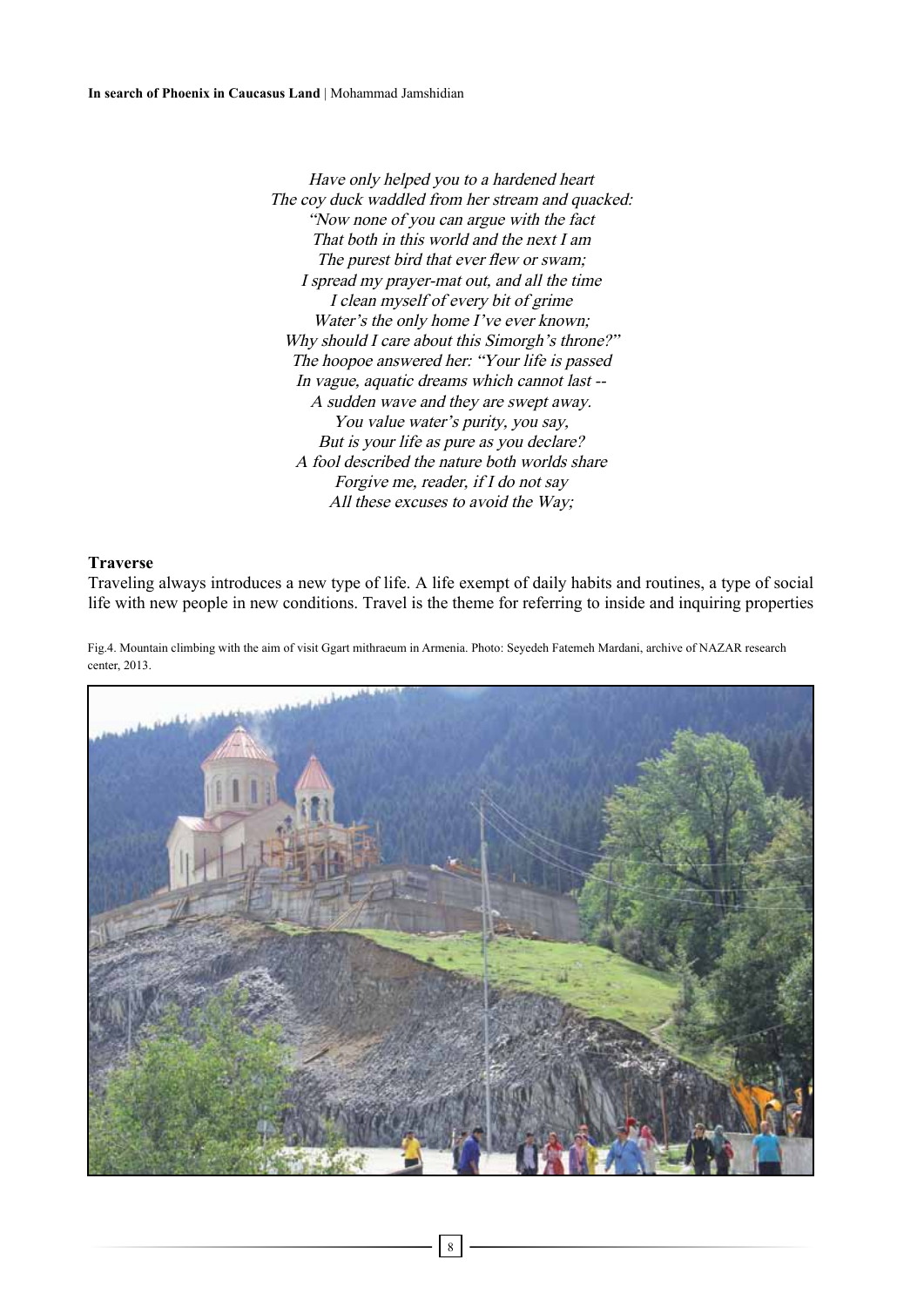*Have only helped you to a hardened heart*
*The coy duck waddled from her stream and quacked:*
*"Now none of you can argue with the fact*
*That both in this world and the next I am*
*The purest bird that ever flew or swam;*
*I spread my prayer-mat out, and all the time*
*I clean myself of every bit of grime*
*Water's the only home I've ever known;*
*Why should I care about this Simorgh's throne?"*
*The hoopoe answered her: "Your life is passed*
*In vague, aquatic dreams which cannot last --*
*A sudden wave and they are swept away.*
*You value water's purity, you say,*
*But is your life as pure as you declare?*
*A fool described the nature both worlds share*
*Forgive me, reader, if I do not say*
*All these excuses to avoid the Way;*

**Traverse**

Traveling always introduces a new type of life. A life exempt of daily habits and routines, a type of social life with new people in new conditions. Travel is the theme for referring to inside and inquiring properties

Fig.4. Mountain climbing with the aim of visit Ggart mithraeum in Armenia. Photo: Seyedeh Fatemeh Mardani, archive of NAZAR research center, 2013.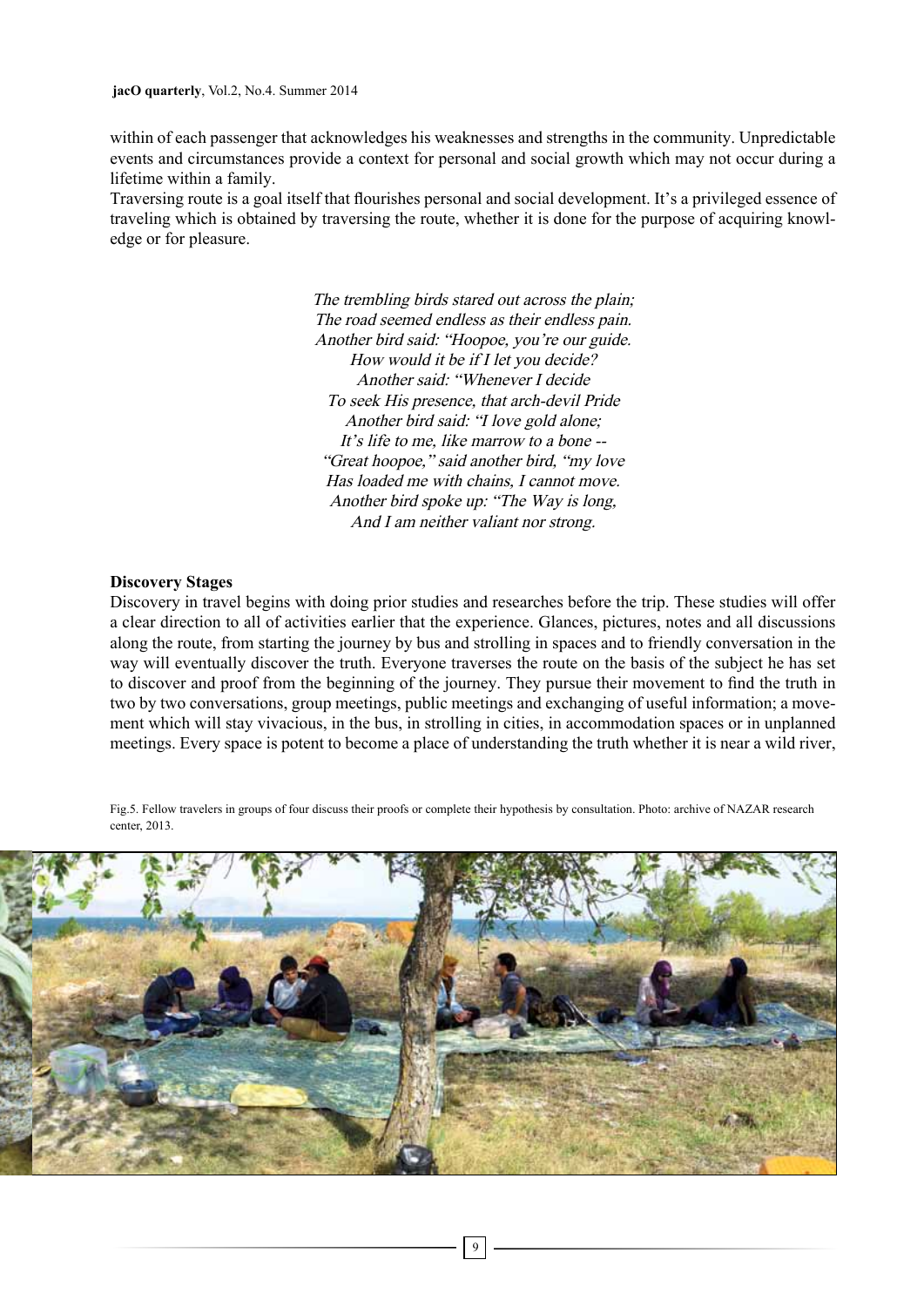within of each passenger that acknowledges his weaknesses and strengths in the community. Unpredictable events and circumstances provide a context for personal and social growth which may not occur during a lifetime within a family.

Traversing route is a goal itself that flourishes personal and social development. It's a privileged essence of traveling which is obtained by traversing the route, whether it is done for the purpose of acquiring knowledge or for pleasure.

*The trembling birds stared out across the plain;*
*The road seemed endless as their endless pain.*
*Another bird said: "Hoopoe, you're our guide.*
*How would it be if I let you decide?*
*Another said: "Whenever I decide*
*To seek His presence, that arch-devil Pride*
*Another bird said: "I love gold alone;*
*It's life to me, like marrow to a bone --*
*"Great hoopoe," said another bird, "my love*
*Has loaded me with chains, I cannot move.*
*Another bird spoke up: "The Way is long,*
*And I am neither valiant nor strong.*

**Discovery Stages**

Discovery in travel begins with doing prior studies and researches before the trip. These studies will offer a clear direction to all of activities earlier that the experience. Glances, pictures, notes and all discussions along the route, from starting the journey by bus and strolling in spaces and to friendly conversation in the way will eventually discover the truth. Everyone traverses the route on the basis of the subject he has set to discover and proof from the beginning of the journey. They pursue their movement to find the truth in two by two conversations, group meetings, public meetings and exchanging of useful information; a movement which will stay vivacious, in the bus, in strolling in cities, in accommodation spaces or in unplanned meetings. Every space is potent to become a place of understanding the truth whether it is near a wild river,

Fig.5. Fellow travelers in groups of four discuss their proofs or complete their hypothesis by consultation. Photo: archive of NAZAR research center, 2013.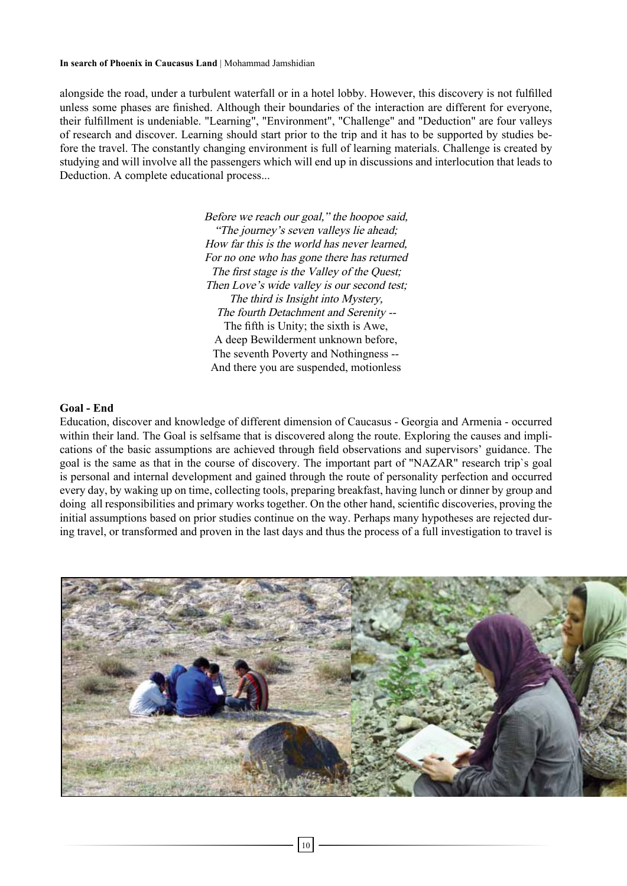alongside the road, under a turbulent waterfall or in a hotel lobby. However, this discovery is not fulfilled unless some phases are finished. Although their boundaries of the interaction are different for everyone, their fulfillment is undeniable. "Learning", "Environment", "Challenge" and "Deduction" are four valleys of research and discover. Learning should start prior to the trip and it has to be supported by studies before the travel. The constantly changing environment is full of learning materials. Challenge is created by studying and will involve all the passengers which will end up in discussions and interlocution that leads to Deduction. A complete educational process...

*Before we reach our goal," the hoopoe said,*
*"The journey's seven valleys lie ahead;*
*How far this is the world has never learned,*
*For no one who has gone there has returned*
*The first stage is the Valley of the Quest;*
*Then Love's wide valley is our second test;*
*The third is Insight into Mystery,*
*The fourth Detachment and Serenity --*
The fifth is Unity; the sixth is Awe,
A deep Bewilderment unknown before,
The seventh Poverty and Nothingness --
And there you are suspended, motionless

**Goal - End**

Education, discover and knowledge of different dimension of Caucasus - Georgia and Armenia - occurred within their land. The Goal is selfsame that is discovered along the route. Exploring the causes and implications of the basic assumptions are achieved through field observations and supervisors' guidance. The goal is the same as that in the course of discovery. The important part of "NAZAR" research trip`s goal is personal and internal development and gained through the route of personality perfection and occurred every day, by waking up on time, collecting tools, preparing breakfast, having lunch or dinner by group and doing all responsibilities and primary works together. On the other hand, scientific discoveries, proving the initial assumptions based on prior studies continue on the way. Perhaps many hypotheses are rejected during travel, or transformed and proven in the last days and thus the process of a full investigation to travel is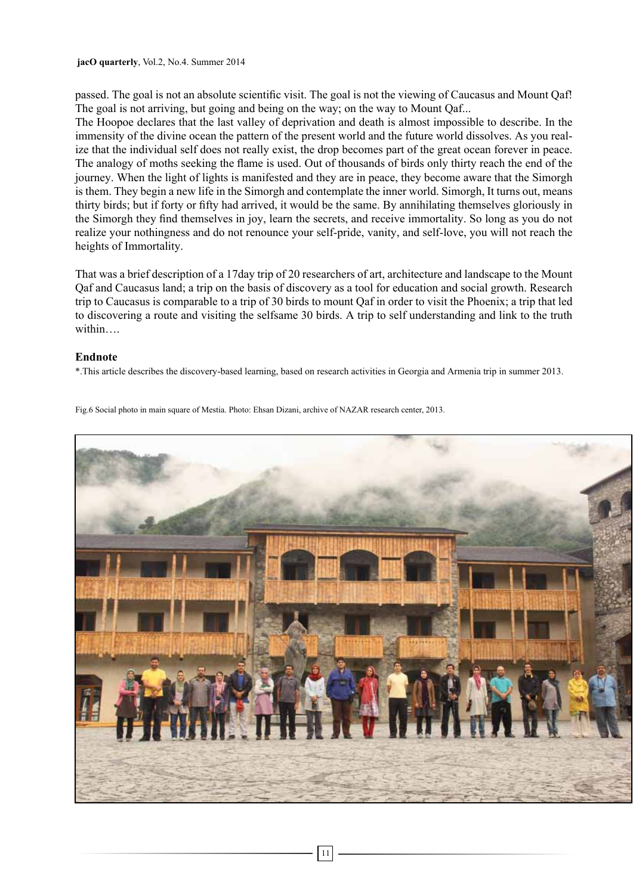passed. The goal is not an absolute scientific visit. The goal is not the viewing of Caucasus and Mount Qaf! The goal is not arriving, but going and being on the way; on the way to Mount Qaf...

The Hoopoe declares that the last valley of deprivation and death is almost impossible to describe. In the immensity of the divine ocean the pattern of the present world and the future world dissolves. As you realize that the individual self does not really exist, the drop becomes part of the great ocean forever in peace. The analogy of moths seeking the flame is used. Out of thousands of birds only thirty reach the end of the journey. When the light of lights is manifested and they are in peace, they become aware that the Simorgh is them. They begin a new life in the Simorgh and contemplate the inner world. Simorgh, It turns out, means thirty birds; but if forty or fifty had arrived, it would be the same. By annihilating themselves gloriously in the Simorgh they find themselves in joy, learn the secrets, and receive immortality. So long as you do not realize your nothingness and do not renounce your self-pride, vanity, and self-love, you will not reach the heights of Immortality.

That was a brief description of a 17day trip of 20 researchers of art, architecture and landscape to the Mount Qaf and Caucasus land; a trip on the basis of discovery as a tool for education and social growth. Research trip to Caucasus is comparable to a trip of 30 birds to mount Qaf in order to visit the Phoenix; a trip that led to discovering a route and visiting the selfsame 30 birds. A trip to self understanding and link to the truth within….

### Endnote

*.This article describes the discovery-based learning, based on research activities in Georgia and Armenia trip in summer 2013.

Fig.6 Social photo in main square of Mestia. Photo: Ehsan Dizani, archive of NAZAR research center, 2013.